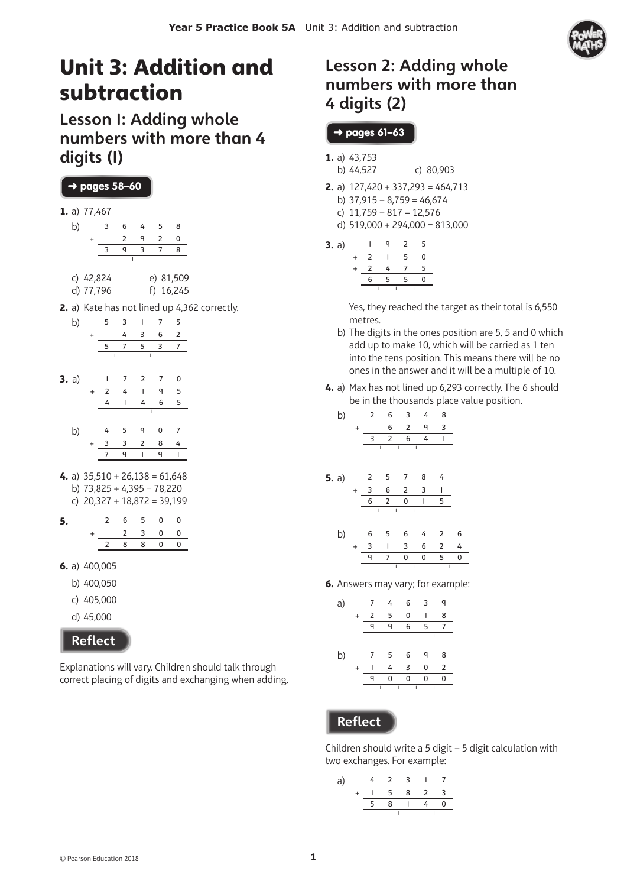# Unit 3: Addition and subtraction

## Lesson 1: Adding whole numbers with more than 4 digits (1)

➜ pages 58–60

**1.** a) 77,467

b)

```
    3 6 4 5 8
+     2 9 2 0
  -----------
    3 9 3 7 8
        1
```

c) 42,824
d) 77,796
e) 81,509
f) 16,245

**2.** a) Kate has not lined up 4,362 correctly.

b)

```
    5 3 1 7 5
+     4 3 6 2
  -----------
    5 7 5 3 7
      1   1
```

**3.** a)

```
    1 7 2 7 0
+   2 4 1 9 5
  -----------
    4 1 4 6 5
          1
```

b)

```
    4 5 9 0 7
+   3 3 2 8 4
  -----------
    7 9 1 9 1
```

**4.** a) 35,510 + 26,138 = 61,648
b) 73,825 + 4,395 = 78,220
c) 20,327 + 18,872 = 39,199

**5.**

```
    2 6 5 0 0
+     2 3 0 0
  -----------
    2 8 8 0 0
```

**6.** a) 400,005
b) 400,050
c) 405,000
d) 45,000

### Reflect

Explanations will vary. Children should talk through correct placing of digits and exchanging when adding.

## Lesson 2: Adding whole numbers with more than 4 digits (2)

➜ pages 61–63

**1.** a) 43,753
b) 44,527
c) 80,903

**2.** a) 127,420 + 337,293 = 464,713
b) 37,915 + 8,759 = 46,674
c) 11,759 + 817 = 12,576
d) 519,000 + 294,000 = 813,000

**3.** a)

```
    1 9 2 5
+   2 1 5 0
+   2 4 7 5
  ---------
    6 5 5 0
    1 1 1
```

Yes, they reached the target as their total is 6,550 metres.

b) The digits in the ones position are 5, 5 and 0 which add up to make 10, which will be carried as 1 ten into the tens position. This means there will be no ones in the answer and it will be a multiple of 10.

**4.** a) Max has not lined up 6,293 correctly. The 6 should be in the thousands place value position.

b)

```
    2 6 3 4 8
+     6 2 9 3
  -----------
    3 2 6 4 1
      1 1 1
```

**5.** a)

```
    2 5 7 8 4
+   3 6 2 3 1
  -----------
    6 2 0 1 5
      1 1 1
```

b)

```
    6 5 6 4 2 6
+   3 1 3 6 2 4
  -------------
    9 7 0 0 5 0
        1 1   1
```

**6.** Answers may vary; for example:

a)

```
    7 4 6 3 9
+   2 5 0 1 8
  -----------
    9 9 6 5 7
          1
```

b)

```
    7 5 6 9 8
+   1 4 3 0 2
  -----------
    9 0 0 0 0
      1 1 1 1
```

### Reflect

Children should write a 5 digit + 5 digit calculation with two exchanges. For example:

a)

```
    4 2 3 1 7
+   1 5 8 2 3
  -----------
    5 8 1 4 0
        1   1
```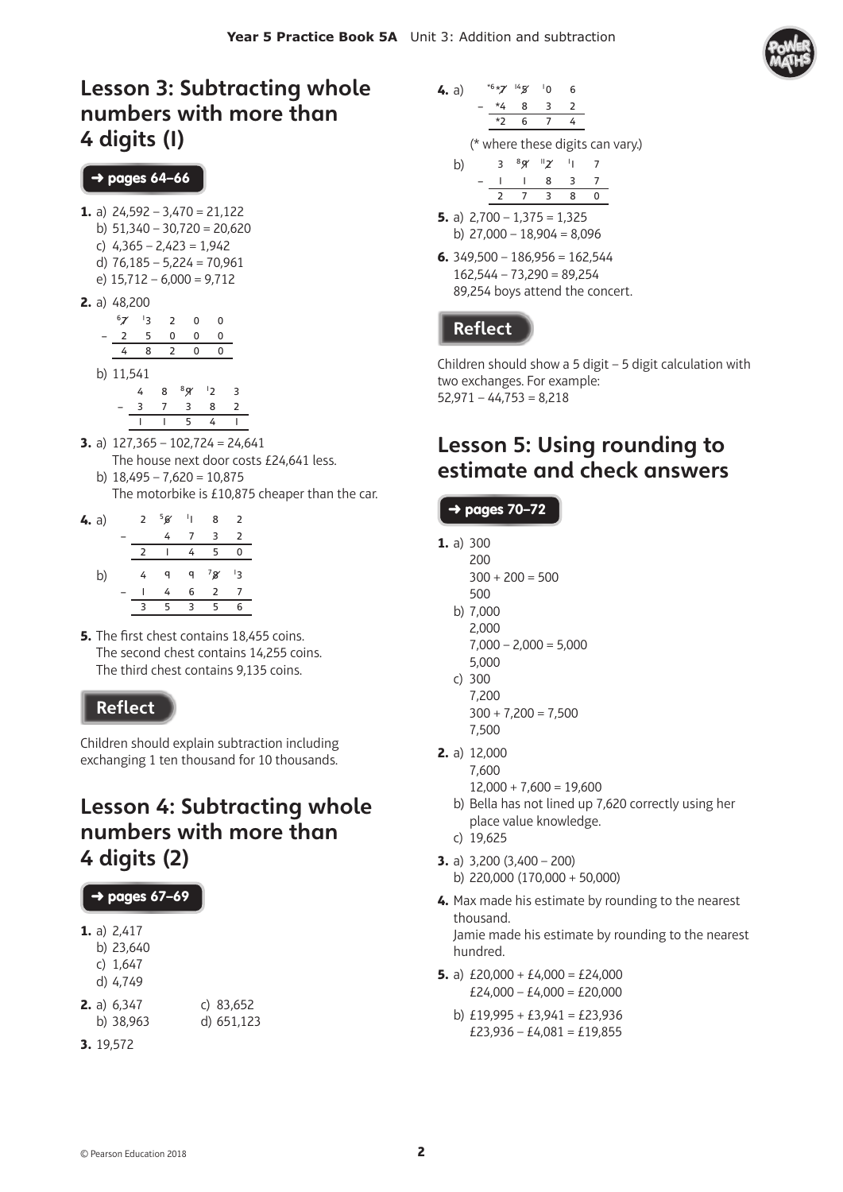# Lesson 3: Subtracting whole numbers with more than 4 digits (1)

**→ pages 64–66**

**1.** a) 24,592 – 3,470 = 21,122
b) 51,340 – 30,720 = 20,620
c) 4,365 – 2,423 = 1,942
d) 76,185 – 5,224 = 70,961
e) 15,712 – 6,000 = 9,712

**2.** a) 48,200

| | | | | | |
|---|---|---|---|---|---|
| | ⁶~~7~~ | ¹3 | 2 | 0 | 0 |
| – | 2 | 5 | 0 | 0 | 0 |
| | 4 | 8 | 2 | 0 | 0 |

b) 11,541

| | | | | | |
|---|---|---|---|---|---|
| | 4 | 8 | ⁸~~9~~ | ¹2 | 3 |
| – | 3 | 7 | 3 | 8 | 2 |
| | 1 | 1 | 5 | 4 | 1 |

**3.** a) 127,365 – 102,724 = 24,641
The house next door costs £24,641 less.
b) 18,495 – 7,620 = 10,875
The motorbike is £10,875 cheaper than the car.

**4.** a)

| | | | | | |
|---|---|---|---|---|---|
| | 2 | ⁵~~6~~ | ¹1 | 8 | 2 |
| – | | 4 | 7 | 3 | 2 |
| | 2 | 1 | 4 | 5 | 0 |

b)

| | | | | | |
|---|---|---|---|---|---|
| | 4 | 9 | 9 | ⁷~~8~~ | ¹3 |
| – | 1 | 4 | 6 | 2 | 7 |
| | 3 | 5 | 3 | 5 | 6 |

**5.** The first chest contains 18,455 coins.
The second chest contains 14,255 coins.
The third chest contains 9,135 coins.

## Reflect

Children should explain subtraction including exchanging 1 ten thousand for 10 thousands.

# Lesson 4: Subtracting whole numbers with more than 4 digits (2)

**→ pages 67–69**

**1.** a) 2,417
b) 23,640
c) 1,647
d) 4,749

**2.** a) 6,347
b) 38,963
c) 83,652
d) 651,123

**3.** 19,572

**4.** a)

| | | | | | |
|---|---|---|---|---|---|
| | *⁶*~~7~~ | ¹⁴~~5~~ | ¹0 | 6 |
| – | *4 | 8 | 3 | 2 |
| | *2 | 6 | 7 | 4 |

(* where these digits can vary.)

b)

| | | | | | |
|---|---|---|---|---|---|
| | 3 | ⁸~~9~~ | ¹¹~~2~~ | ¹1 | 7 |
| – | 1 | 1 | 8 | 3 | 7 |
| | 2 | 7 | 3 | 8 | 0 |

**5.** a) 2,700 – 1,375 = 1,325
b) 27,000 – 18,904 = 8,096

**6.** 349,500 – 186,956 = 162,544
162,544 – 73,290 = 89,254
89,254 boys attend the concert.

## Reflect

Children should show a 5 digit – 5 digit calculation with two exchanges. For example:
52,971 – 44,753 = 8,218

# Lesson 5: Using rounding to estimate and check answers

**→ pages 70–72**

**1.** a) 300
200
300 + 200 = 500
500
b) 7,000
2,000
7,000 – 2,000 = 5,000
5,000
c) 300
7,200
300 + 7,200 = 7,500
7,500

**2.** a) 12,000
7,600
12,000 + 7,600 = 19,600
b) Bella has not lined up 7,620 correctly using her place value knowledge.
c) 19,625

**3.** a) 3,200 (3,400 – 200)
b) 220,000 (170,000 + 50,000)

**4.** Max made his estimate by rounding to the nearest thousand.
Jamie made his estimate by rounding to the nearest hundred.

**5.** a) £20,000 + £4,000 = £24,000
£24,000 – £4,000 = £20,000
b) £19,995 + £3,941 = £23,936
£23,936 – £4,081 = £19,855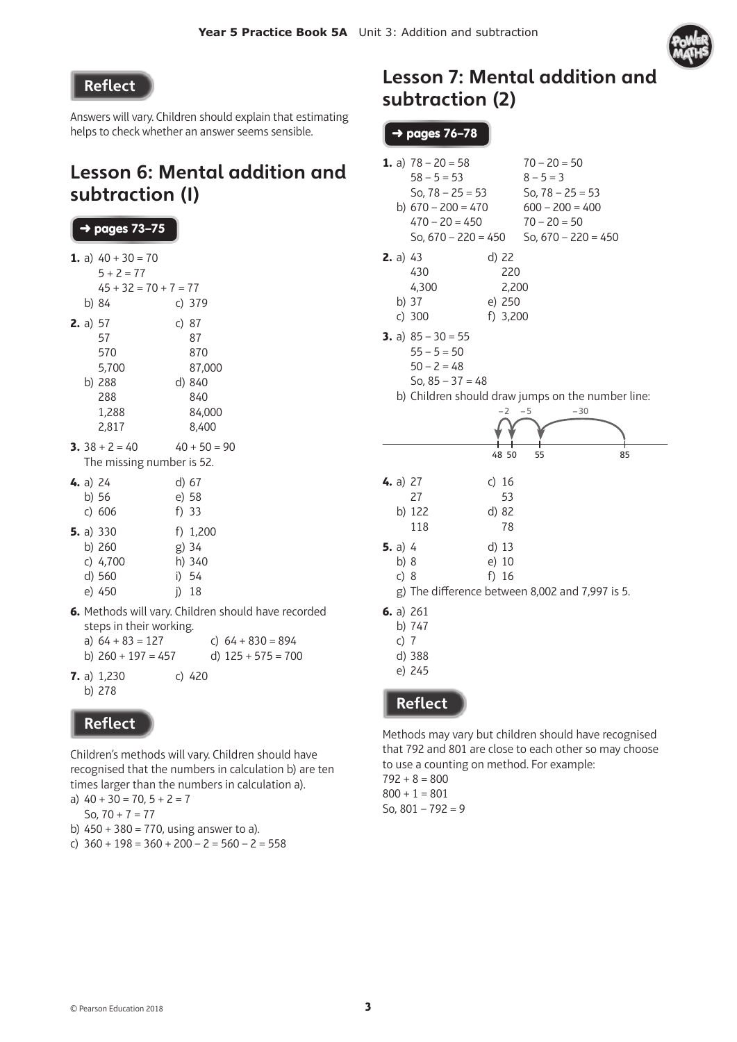## Reflect

Answers will vary. Children should explain that estimating helps to check whether an answer seems sensible.

## Lesson 6: Mental addition and subtraction (I)

**➜ pages 73–75**

**1.** a) 40 + 30 = 70
5 + 2 = 77
45 + 32 = 70 + 7 = 77
b) 84  c) 379

**2.** a) 57, 57, 570, 5,700
b) 288, 288, 1,288, 2,817
c) 87, 87, 870, 87,000
d) 840, 840, 84,000, 8,400

**3.** 38 + 2 = 40  40 + 50 = 90
The missing number is 52.

**4.** a) 24
b) 56
c) 606
d) 67
e) 58
f) 33

**5.** a) 330
b) 260
c) 4,700
d) 560
e) 450
f) 1,200
g) 34
h) 340
i) 54
j) 18

**6.** Methods will vary. Children should have recorded steps in their working.
a) 64 + 83 = 127
b) 260 + 197 = 457
c) 64 + 830 = 894
d) 125 + 575 = 700

**7.** a) 1,230
b) 278
c) 420

## Reflect

Children's methods will vary. Children should have recognised that the numbers in calculation b) are ten times larger than the numbers in calculation a).
a) 40 + 30 = 70, 5 + 2 = 7
So, 70 + 7 = 77
b) 450 + 380 = 770, using answer to a).
c) 360 + 198 = 360 + 200 – 2 = 560 – 2 = 558

## Lesson 7: Mental addition and subtraction (2)

**➜ pages 76–78**

**1.** a) 78 – 20 = 58  70 – 20 = 50
58 – 5 = 53  8 – 5 = 3
So, 78 – 25 = 53  So, 78 – 25 = 53
b) 670 – 200 = 470  600 – 200 = 400
470 – 20 = 450  70 – 20 = 50
So, 670 – 220 = 450  So, 670 – 220 = 450

**2.** a) 43, 430, 4,300
b) 37
c) 300
d) 22, 220, 2,200
e) 250
f) 3,200

**3.** a) 85 – 30 = 55
55 – 5 = 50
50 – 2 = 48
So, 85 – 37 = 48
b) Children should draw jumps on the number line:

–2  –5  –30
48 50  55  85

**4.** a) 27, 27
b) 122, 118
c) 16, 53
d) 82, 78

**5.** a) 4
b) 8
c) 8
d) 13
e) 10
f) 16
g) The difference between 8,002 and 7,997 is 5.

**6.** a) 261
b) 747
c) 7
d) 388
e) 245

## Reflect

Methods may vary but children should have recognised that 792 and 801 are close to each other so may choose to use a counting on method. For example:
792 + 8 = 800
800 + 1 = 801
So, 801 – 792 = 9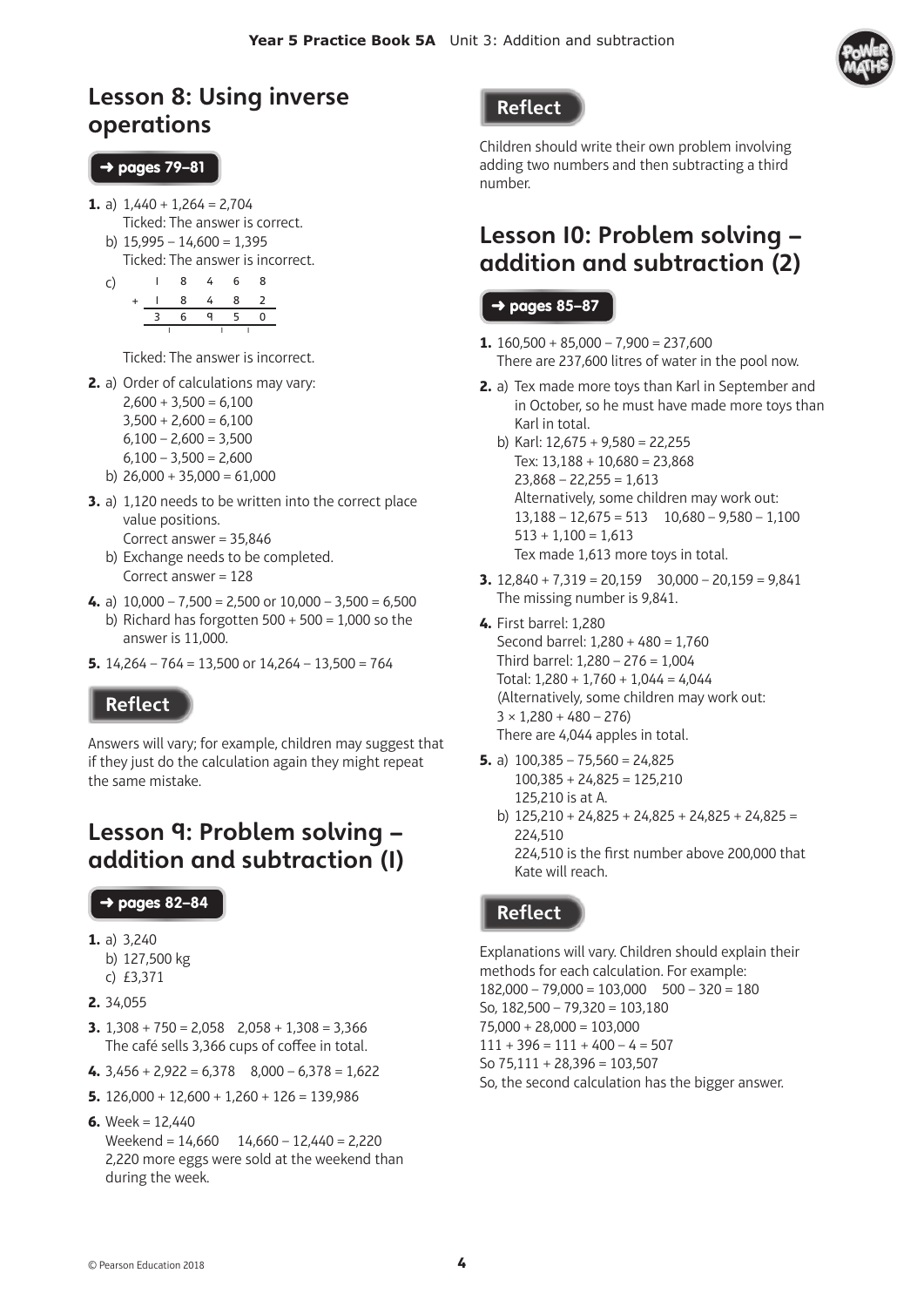## Lesson 8: Using inverse operations

➜ pages 79–81

1. a) 1,440 + 1,264 = 2,704
   Ticked: The answer is correct.
   b) 15,995 – 14,600 = 1,395
   Ticked: The answer is incorrect.
   c)

```
     1 8 4 6 8
   + 1 8 4 8 2
     3 6 9 5 0
     1     1 1
```

   Ticked: The answer is incorrect.
2. a) Order of calculations may vary:
   2,600 + 3,500 = 6,100
   3,500 + 2,600 = 6,100
   6,100 – 2,600 = 3,500
   6,100 – 3,500 = 2,600
   b) 26,000 + 35,000 = 61,000
3. a) 1,120 needs to be written into the correct place value positions.
   Correct answer = 35,846
   b) Exchange needs to be completed.
   Correct answer = 128
4. a) 10,000 – 7,500 = 2,500 or 10,000 – 3,500 = 6,500
   b) Richard has forgotten 500 + 500 = 1,000 so the answer is 11,000.
5. 14,264 – 764 = 13,500 or 14,264 – 13,500 = 764

### Reflect

Answers will vary; for example, children may suggest that if they just do the calculation again they might repeat the same mistake.

## Lesson 9: Problem solving – addition and subtraction (1)

➜ pages 82–84

1. a) 3,240
   b) 127,500 kg
   c) £3,371
2. 34,055
3. 1,308 + 750 = 2,058  2,058 + 1,308 = 3,366
   The café sells 3,366 cups of coffee in total.
4. 3,456 + 2,922 = 6,378  8,000 – 6,378 = 1,622
5. 126,000 + 12,600 + 1,260 + 126 = 139,986
6. Week = 12,440
   Weekend = 14,660  14,660 – 12,440 = 2,220
   2,220 more eggs were sold at the weekend than during the week.

### Reflect

Children should write their own problem involving adding two numbers and then subtracting a third number.

## Lesson 10: Problem solving – addition and subtraction (2)

➜ pages 85–87

1. 160,500 + 85,000 – 7,900 = 237,600
   There are 237,600 litres of water in the pool now.
2. a) Tex made more toys than Karl in September and in October, so he must have made more toys than Karl in total.
   b) Karl: 12,675 + 9,580 = 22,255
   Tex: 13,188 + 10,680 = 23,868
   23,868 – 22,255 = 1,613
   Alternatively, some children may work out:
   13,188 – 12,675 = 513  10,680 – 9,580 – 1,100
   513 + 1,100 = 1,613
   Tex made 1,613 more toys in total.
3. 12,840 + 7,319 = 20,159  30,000 – 20,159 = 9,841
   The missing number is 9,841.
4. First barrel: 1,280
   Second barrel: 1,280 + 480 = 1,760
   Third barrel: 1,280 – 276 = 1,004
   Total: 1,280 + 1,760 + 1,044 = 4,044
   (Alternatively, some children may work out:
   3 × 1,280 + 480 – 276)
   There are 4,044 apples in total.
5. a) 100,385 – 75,560 = 24,825
   100,385 + 24,825 = 125,210
   125,210 is at A.
   b) 125,210 + 24,825 + 24,825 + 24,825 + 24,825 = 224,510
   224,510 is the first number above 200,000 that Kate will reach.

### Reflect

Explanations will vary. Children should explain their methods for each calculation. For example:
182,000 – 79,000 = 103,000  500 – 320 = 180
So, 182,500 – 79,320 = 103,180
75,000 + 28,000 = 103,000
111 + 396 = 111 + 400 – 4 = 507
So 75,111 + 28,396 = 103,507
So, the second calculation has the bigger answer.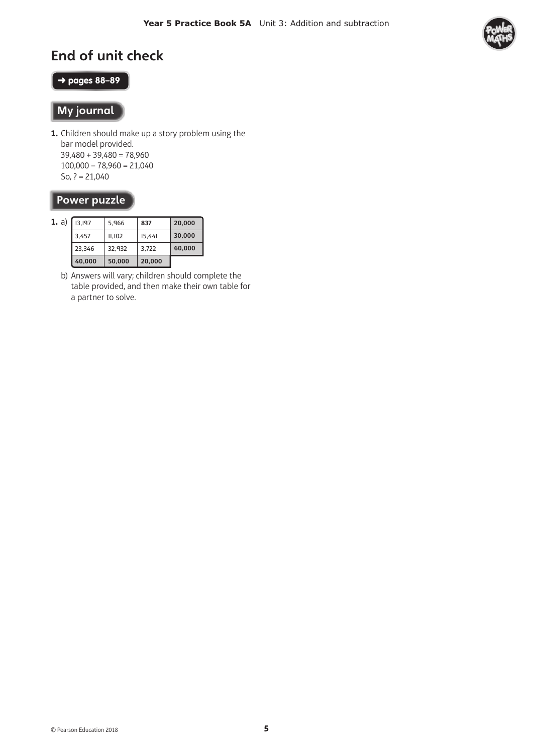# End of unit check

**→ pages 88–89**

## My journal

1. Children should make up a story problem using the bar model provided.
   39,480 + 39,480 = 78,960
   100,000 – 78,960 = 21,040
   So, ? = 21,040

## Power puzzle

1. a)

| | | | |
|---|---|---|---|
| 13,197 | 5,966 | 837 | **20,000** |
| 3,457 | 11,102 | 15,441 | **30,000** |
| 23,346 | 32,932 | 3,722 | **60,000** |
| **40,000** | **50,000** | **20,000** | |

   b) Answers will vary; children should complete the table provided, and then make their own table for a partner to solve.